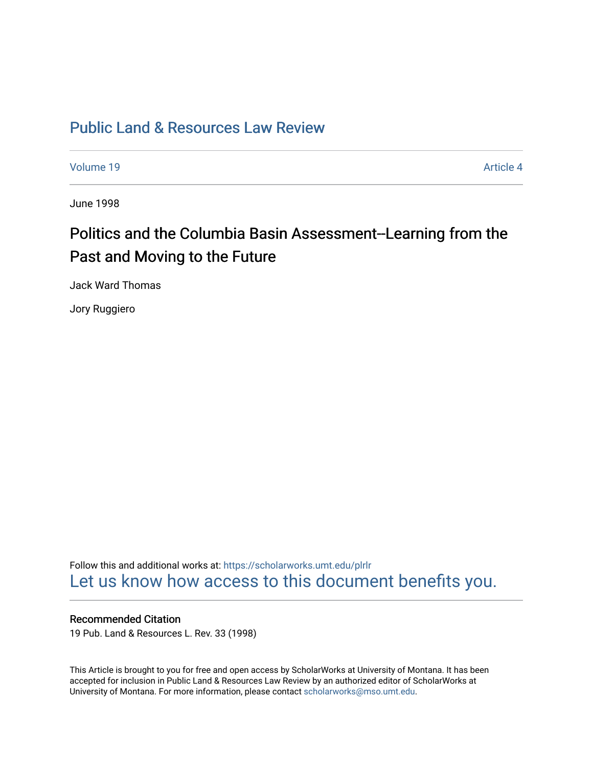# Public Land & Resources Law Review

Volume 19 | Article 4

June 1998

## Politics and the Columbia Basin Assessment--Learning from the Past and Moving to the Future

Jack Ward Thomas

Jory Ruggiero

Follow this and additional works at: https://scholarworks.umt.edu/plrlr

Let us know how access to this document benefits you.

### Recommended Citation

19 Pub. Land & Resources L. Rev. 33 (1998)

This Article is brought to you for free and open access by ScholarWorks at University of Montana. It has been accepted for inclusion in Public Land & Resources Law Review by an authorized editor of ScholarWorks at University of Montana. For more information, please contact scholarworks@mso.umt.edu.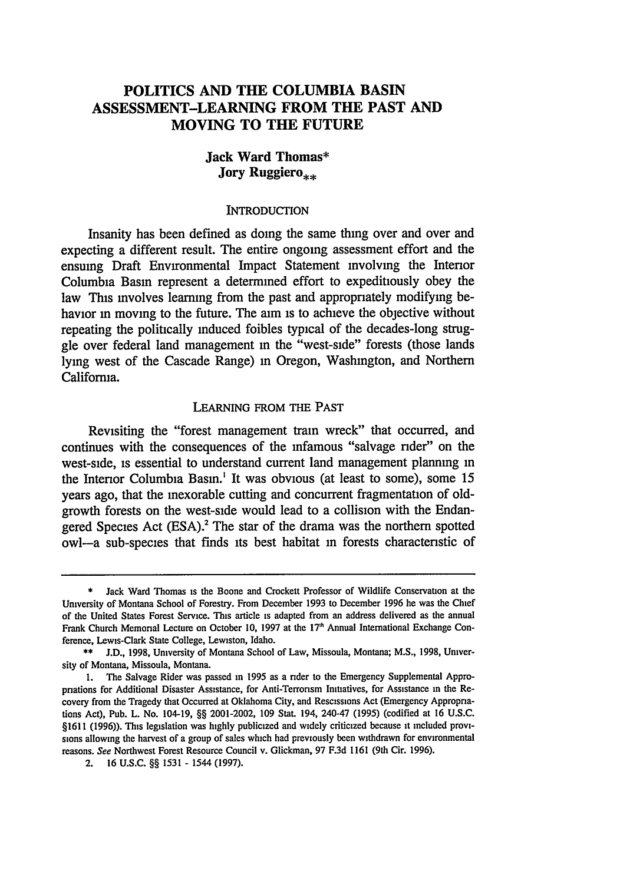# POLITICS AND THE COLUMBIA BASIN ASSESSMENT–LEARNING FROM THE PAST AND MOVING TO THE FUTURE

**Jack Ward Thomas***
**Jory Ruggiero****

## INTRODUCTION

Insanity has been defined as doing the same thing over and over and expecting a different result. The entire ongoing assessment effort and the ensuing Draft Environmental Impact Statement involving the Interior Columbia Basin represent a determined effort to expeditiously obey the law. This involves learning from the past and appropriately modifying behavior in moving to the future. The aim is to achieve the objective without repeating the politically induced foibles typical of the decades-long struggle over federal land management in the "west-side" forests (those lands lying west of the Cascade Range) in Oregon, Washington, and Northern California.

## LEARNING FROM THE PAST

Revisiting the "forest management train wreck" that occurred, and continues with the consequences of the infamous "salvage rider" on the west-side, is essential to understand current land management planning in the Interior Columbia Basin.[1] It was obvious (at least to some), some 15 years ago, that the inexorable cutting and concurrent fragmentation of old-growth forests on the west-side would lead to a collision with the Endangered Species Act (ESA).[2] The star of the drama was the northern spotted owl—a sub-species that finds its best habitat in forests characteristic of

---

\* Jack Ward Thomas is the Boone and Crockett Professor of Wildlife Conservation at the University of Montana School of Forestry. From December 1993 to December 1996 he was the Chief of the United States Forest Service. This article is adapted from an address delivered as the annual Frank Church Memorial Lecture on October 10, 1997 at the 17[th] Annual International Exchange Conference, Lewis-Clark State College, Lewiston, Idaho.

\*\* J.D., 1998, University of Montana School of Law, Missoula, Montana; M.S., 1998, University of Montana, Missoula, Montana.

1. The Salvage Rider was passed in 1995 as a rider to the Emergency Supplemental Appropriations for Additional Disaster Assistance, for Anti-Terrorism Initiatives, for Assistance in the Recovery from the Tragedy that Occurred at Oklahoma City, and Rescissions Act (Emergency Appropriations Act), Pub. L. No. 104-19, §§ 2001-2002, 109 Stat. 194, 240-47 (1995) (codified at 16 U.S.C. §1611 (1996)). This legislation was highly publicized and widely criticized because it included provisions allowing the harvest of a group of sales which had previously been withdrawn for environmental reasons. *See* Northwest Forest Resource Council v. Glickman, 97 F.3d 1161 (9th Cir. 1996).

2. 16 U.S.C. §§ 1531 - 1544 (1997).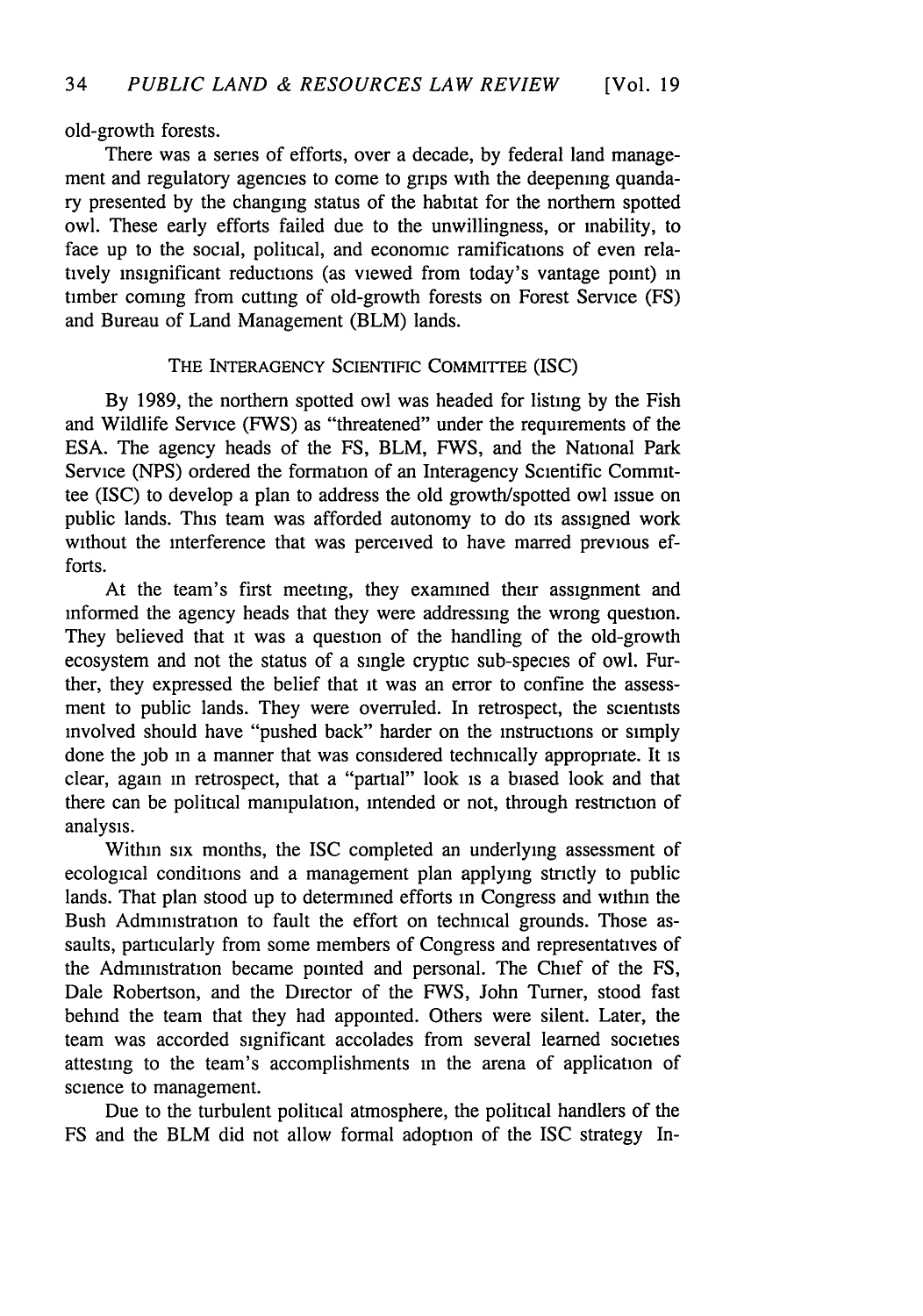old-growth forests.

There was a series of efforts, over a decade, by federal land management and regulatory agencies to come to grips with the deepening quandary presented by the changing status of the habitat for the northern spotted owl. These early efforts failed due to the unwillingness, or inability, to face up to the social, political, and economic ramifications of even relatively insignificant reductions (as viewed from today's vantage point) in timber coming from cutting of old-growth forests on Forest Service (FS) and Bureau of Land Management (BLM) lands.

## THE INTERAGENCY SCIENTIFIC COMMITTEE (ISC)

By 1989, the northern spotted owl was headed for listing by the Fish and Wildlife Service (FWS) as "threatened" under the requirements of the ESA. The agency heads of the FS, BLM, FWS, and the National Park Service (NPS) ordered the formation of an Interagency Scientific Committee (ISC) to develop a plan to address the old growth/spotted owl issue on public lands. This team was afforded autonomy to do its assigned work without the interference that was perceived to have marred previous efforts.

At the team's first meeting, they examined their assignment and informed the agency heads that they were addressing the wrong question. They believed that it was a question of the handling of the old-growth ecosystem and not the status of a single cryptic sub-species of owl. Further, they expressed the belief that it was an error to confine the assessment to public lands. They were overruled. In retrospect, the scientists involved should have "pushed back" harder on the instructions or simply done the job in a manner that was considered technically appropriate. It is clear, again in retrospect, that a "partial" look is a biased look and that there can be political manipulation, intended or not, through restriction of analysis.

Within six months, the ISC completed an underlying assessment of ecological conditions and a management plan applying strictly to public lands. That plan stood up to determined efforts in Congress and within the Bush Administration to fault the effort on technical grounds. Those assaults, particularly from some members of Congress and representatives of the Administration became pointed and personal. The Chief of the FS, Dale Robertson, and the Director of the FWS, John Turner, stood fast behind the team that they had appointed. Others were silent. Later, the team was accorded significant accolades from several learned societies attesting to the team's accomplishments in the arena of application of science to management.

Due to the turbulent political atmosphere, the political handlers of the FS and the BLM did not allow formal adoption of the ISC strategy In-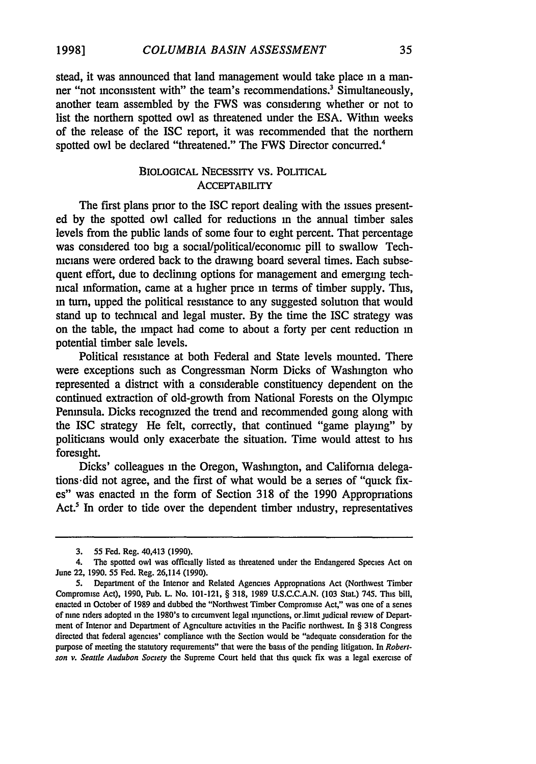stead, it was announced that land management would take place in a manner "not inconsistent with" the team's recommendations.[3] Simultaneously, another team assembled by the FWS was considering whether or not to list the northern spotted owl as threatened under the ESA. Within weeks of the release of the ISC report, it was recommended that the northern spotted owl be declared "threatened." The FWS Director concurred.[4]

## BIOLOGICAL NECESSITY VS. POLITICAL ACCEPTABILITY

The first plans prior to the ISC report dealing with the issues presented by the spotted owl called for reductions in the annual timber sales levels from the public lands of some four to eight percent. That percentage was considered too big a social/political/economic pill to swallow. Technicians were ordered back to the drawing board several times. Each subsequent effort, due to declining options for management and emerging technical information, came at a higher price in terms of timber supply. This, in turn, upped the political resistance to any suggested solution that would stand up to technical and legal muster. By the time the ISC strategy was on the table, the impact had come to about a forty per cent reduction in potential timber sale levels.

Political resistance at both Federal and State levels mounted. There were exceptions such as Congressman Norm Dicks of Washington who represented a district with a considerable constituency dependent on the continued extraction of old-growth from National Forests on the Olympic Peninsula. Dicks recognized the trend and recommended going along with the ISC strategy. He felt, correctly, that continued "game playing" by politicians would only exacerbate the situation. Time would attest to his foresight.

Dicks' colleagues in the Oregon, Washington, and California delegations did not agree, and the first of what would be a series of "quick fixes" was enacted in the form of Section 318 of the 1990 Appropriations Act.[5] In order to tide over the dependent timber industry, representatives

---

3. 55 Fed. Reg. 40,413 (1990).

4. The spotted owl was officially listed as threatened under the Endangered Species Act on June 22, 1990. 55 Fed. Reg. 26,114 (1990).

5. Department of the Interior and Related Agencies Appropriations Act (Northwest Timber Compromise Act), 1990, Pub. L. No. 101-121, § 318, 1989 U.S.C.C.A.N. (103 Stat.) 745. This bill, enacted in October of 1989 and dubbed the "Northwest Timber Compromise Act," was one of a series of nine riders adopted in the 1980's to circumvent legal injunctions, or limit judicial review of Department of Interior and Department of Agriculture activities in the Pacific northwest. In § 318 Congress directed that federal agencies' compliance with the Section would be "adequate consideration for the purpose of meeting the statutory requirements" that were the basis of the pending litigation. In *Robertson v. Seattle Audubon Society* the Supreme Court held that this quick fix was a legal exercise of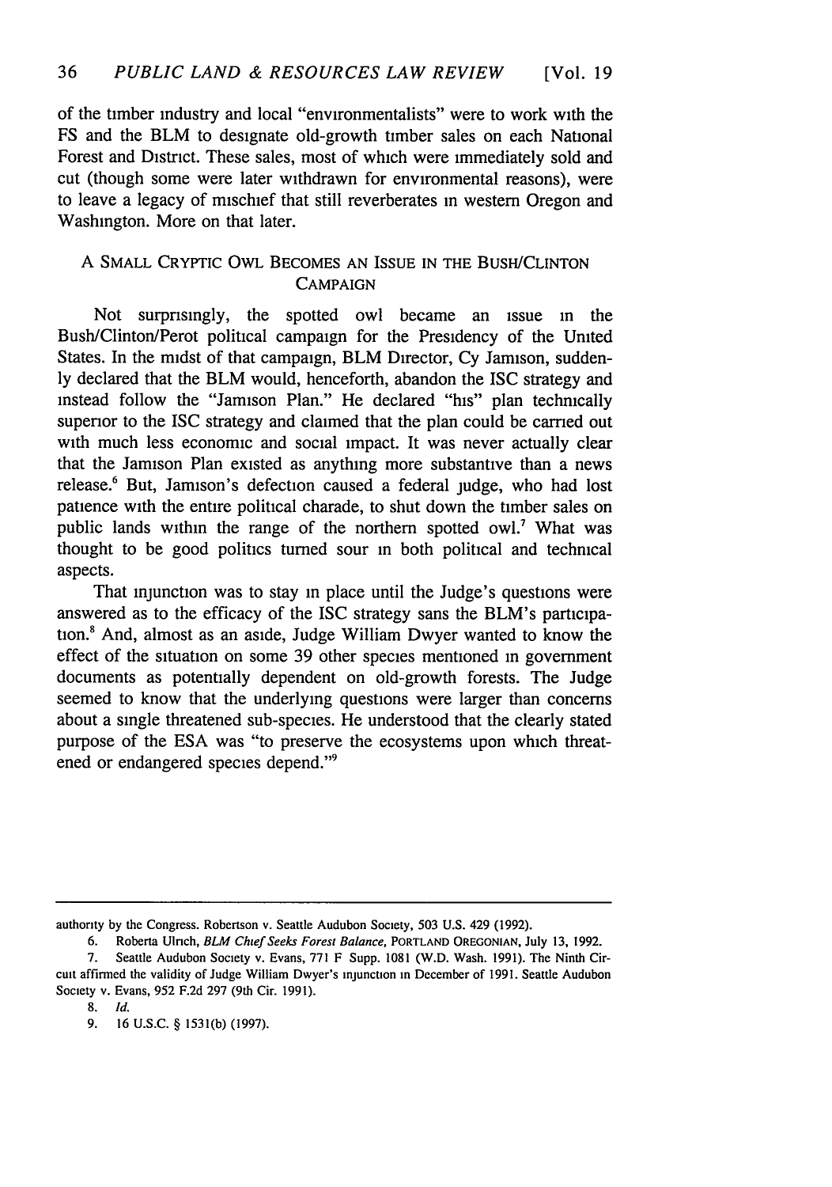of the timber industry and local "environmentalists" were to work with the FS and the BLM to designate old-growth timber sales on each National Forest and District. These sales, most of which were immediately sold and cut (though some were later withdrawn for environmental reasons), were to leave a legacy of mischief that still reverberates in western Oregon and Washington. More on that later.

## A SMALL CRYPTIC OWL BECOMES AN ISSUE IN THE BUSH/CLINTON CAMPAIGN

Not surprisingly, the spotted owl became an issue in the Bush/Clinton/Perot political campaign for the Presidency of the United States. In the midst of that campaign, BLM Director, Cy Jamison, suddenly declared that the BLM would, henceforth, abandon the ISC strategy and instead follow the "Jamison Plan." He declared "his" plan technically superior to the ISC strategy and claimed that the plan could be carried out with much less economic and social impact. It was never actually clear that the Jamison Plan existed as anything more substantive than a news release.[6] But, Jamison's defection caused a federal judge, who had lost patience with the entire political charade, to shut down the timber sales on public lands within the range of the northern spotted owl.[7] What was thought to be good politics turned sour in both political and technical aspects.

That injunction was to stay in place until the Judge's questions were answered as to the efficacy of the ISC strategy sans the BLM's participation.[8] And, almost as an aside, Judge William Dwyer wanted to know the effect of the situation on some 39 other species mentioned in government documents as potentially dependent on old-growth forests. The Judge seemed to know that the underlying questions were larger than concerns about a single threatened sub-species. He understood that the clearly stated purpose of the ESA was "to preserve the ecosystems upon which threatened or endangered species depend."[9]

---

authority by the Congress. Robertson v. Seattle Audubon Society, 503 U.S. 429 (1992).

6. Roberta Ulrich, *BLM Chief Seeks Forest Balance*, PORTLAND OREGONIAN, July 13, 1992.

7. Seattle Audubon Society v. Evans, 771 F Supp. 1081 (W.D. Wash. 1991). The Ninth Circuit affirmed the validity of Judge William Dwyer's injunction in December of 1991. Seattle Audubon Society v. Evans, 952 F.2d 297 (9th Cir. 1991).

8. *Id.*

9. 16 U.S.C. § 1531(b) (1997).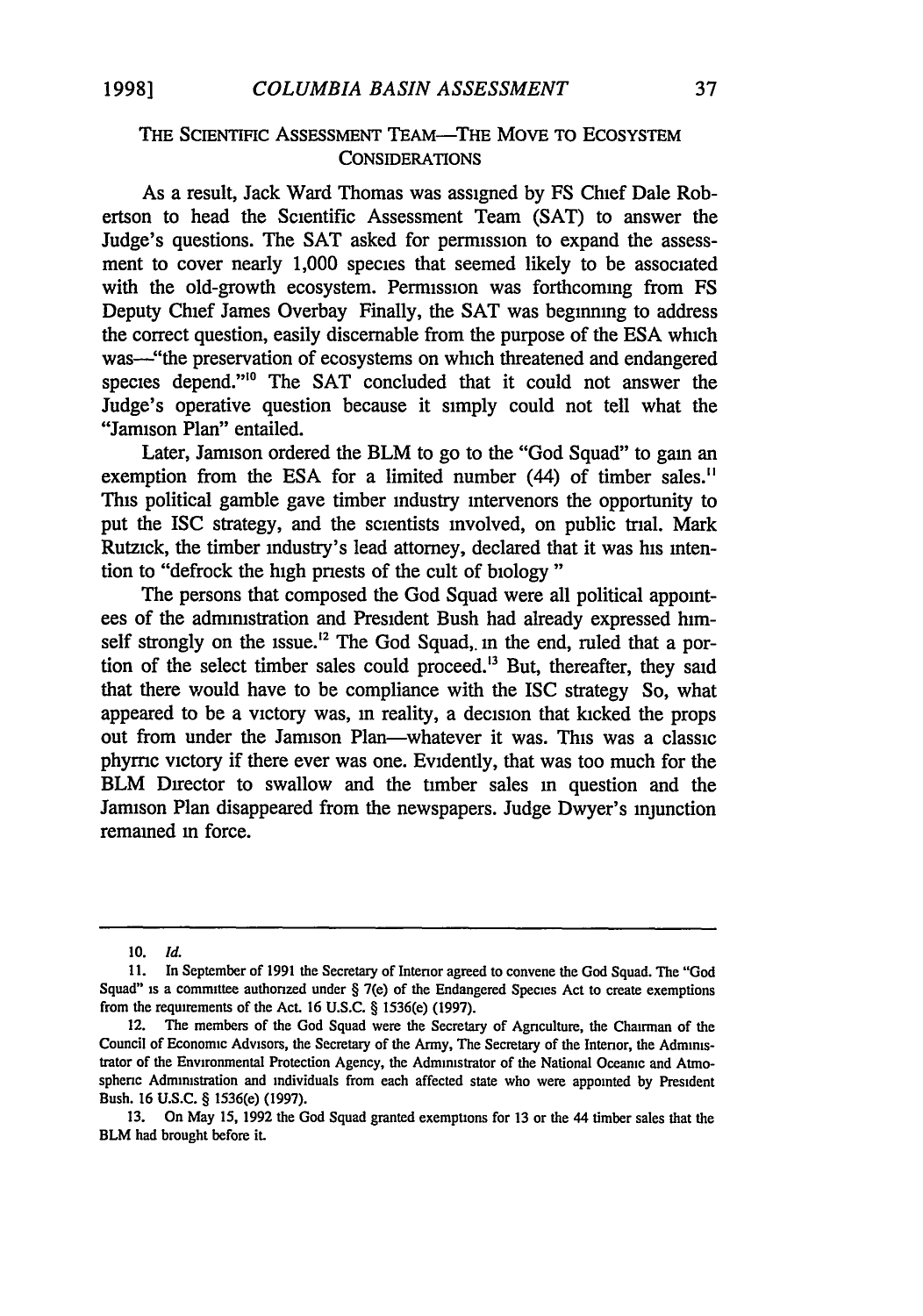## THE SCIENTIFIC ASSESSMENT TEAM—THE MOVE TO ECOSYSTEM CONSIDERATIONS

As a result, Jack Ward Thomas was assigned by FS Chief Dale Robertson to head the Scientific Assessment Team (SAT) to answer the Judge's questions. The SAT asked for permission to expand the assessment to cover nearly 1,000 species that seemed likely to be associated with the old-growth ecosystem. Permission was forthcoming from FS Deputy Chief James Overbay Finally, the SAT was beginning to address the correct question, easily discernable from the purpose of the ESA which was—"the preservation of ecosystems on which threatened and endangered species depend."[10] The SAT concluded that it could not answer the Judge's operative question because it simply could not tell what the "Jamison Plan" entailed.

Later, Jamison ordered the BLM to go to the "God Squad" to gain an exemption from the ESA for a limited number (44) of timber sales.[11] This political gamble gave timber industry intervenors the opportunity to put the ISC strategy, and the scientists involved, on public trial. Mark Rutzick, the timber industry's lead attorney, declared that it was his intention to "defrock the high priests of the cult of biology "

The persons that composed the God Squad were all political appointees of the administration and President Bush had already expressed himself strongly on the issue.[12] The God Squad, in the end, ruled that a portion of the select timber sales could proceed.[13] But, thereafter, they said that there would have to be compliance with the ISC strategy So, what appeared to be a victory was, in reality, a decision that kicked the props out from under the Jamison Plan—whatever it was. This was a classic phyrric victory if there ever was one. Evidently, that was too much for the BLM Director to swallow and the timber sales in question and the Jamison Plan disappeared from the newspapers. Judge Dwyer's injunction remained in force.

---

10. *Id.*

11. In September of 1991 the Secretary of Interior agreed to convene the God Squad. The "God Squad" is a committee authorized under § 7(e) of the Endangered Species Act to create exemptions from the requirements of the Act. 16 U.S.C. § 1536(e) (1997).

12. The members of the God Squad were the Secretary of Agriculture, the Chairman of the Council of Economic Advisors, the Secretary of the Army, The Secretary of the Interior, the Administrator of the Environmental Protection Agency, the Administrator of the National Oceanic and Atmospheric Administration and individuals from each affected state who were appointed by President Bush. 16 U.S.C. § 1536(e) (1997).

13. On May 15, 1992 the God Squad granted exemptions for 13 or the 44 timber sales that the BLM had brought before it.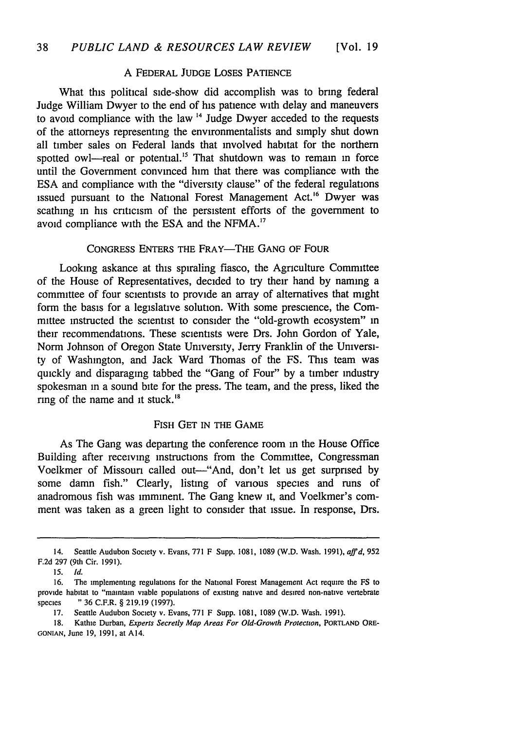## A Federal Judge Loses Patience

What this political side-show did accomplish was to bring federal Judge William Dwyer to the end of his patience with delay and maneuvers to avoid compliance with the law [14] Judge Dwyer acceded to the requests of the attorneys representing the environmentalists and simply shut down all timber sales on Federal lands that involved habitat for the northern spotted owl—real or potential.[15] That shutdown was to remain in force until the Government convinced him that there was compliance with the ESA and compliance with the "diversity clause" of the federal regulations issued pursuant to the National Forest Management Act.[16] Dwyer was scathing in his criticism of the persistent efforts of the government to avoid compliance with the ESA and the NFMA.[17]

## Congress Enters the Fray—The Gang of Four

Looking askance at this spiraling fiasco, the Agriculture Committee of the House of Representatives, decided to try their hand by naming a committee of four scientists to provide an array of alternatives that might form the basis for a legislative solution. With some prescience, the Committee instructed the scientist to consider the "old-growth ecosystem" in their recommendations. These scientists were Drs. John Gordon of Yale, Norm Johnson of Oregon State University, Jerry Franklin of the University of Washington, and Jack Ward Thomas of the FS. This team was quickly and disparaging tabbed the "Gang of Four" by a timber industry spokesman in a sound bite for the press. The team, and the press, liked the ring of the name and it stuck.[18]

## Fish Get in the Game

As The Gang was departing the conference room in the House Office Building after receiving instructions from the Committee, Congressman Voelkmer of Missouri called out—"And, don't let us get surprised by some damn fish." Clearly, listing of various species and runs of anadromous fish was imminent. The Gang knew it, and Voelkmer's comment was taken as a green light to consider that issue. In response, Drs.

---

14. Seattle Audubon Society v. Evans, 771 F Supp. 1081, 1089 (W.D. Wash. 1991), *aff'd*, 952 F.2d 297 (9th Cir. 1991).

15. *Id.*

16. The implementing regulations for the National Forest Management Act require the FS to provide habitat to "maintain viable populations of existing native and desired non-native vertebrate species " 36 C.F.R. § 219.19 (1997).

17. Seattle Audubon Society v. Evans, 771 F Supp. 1081, 1089 (W.D. Wash. 1991).

18. Kathie Durban, *Experts Secretly Map Areas For Old-Growth Protection*, PORTLAND OREGONIAN, June 19, 1991, at A14.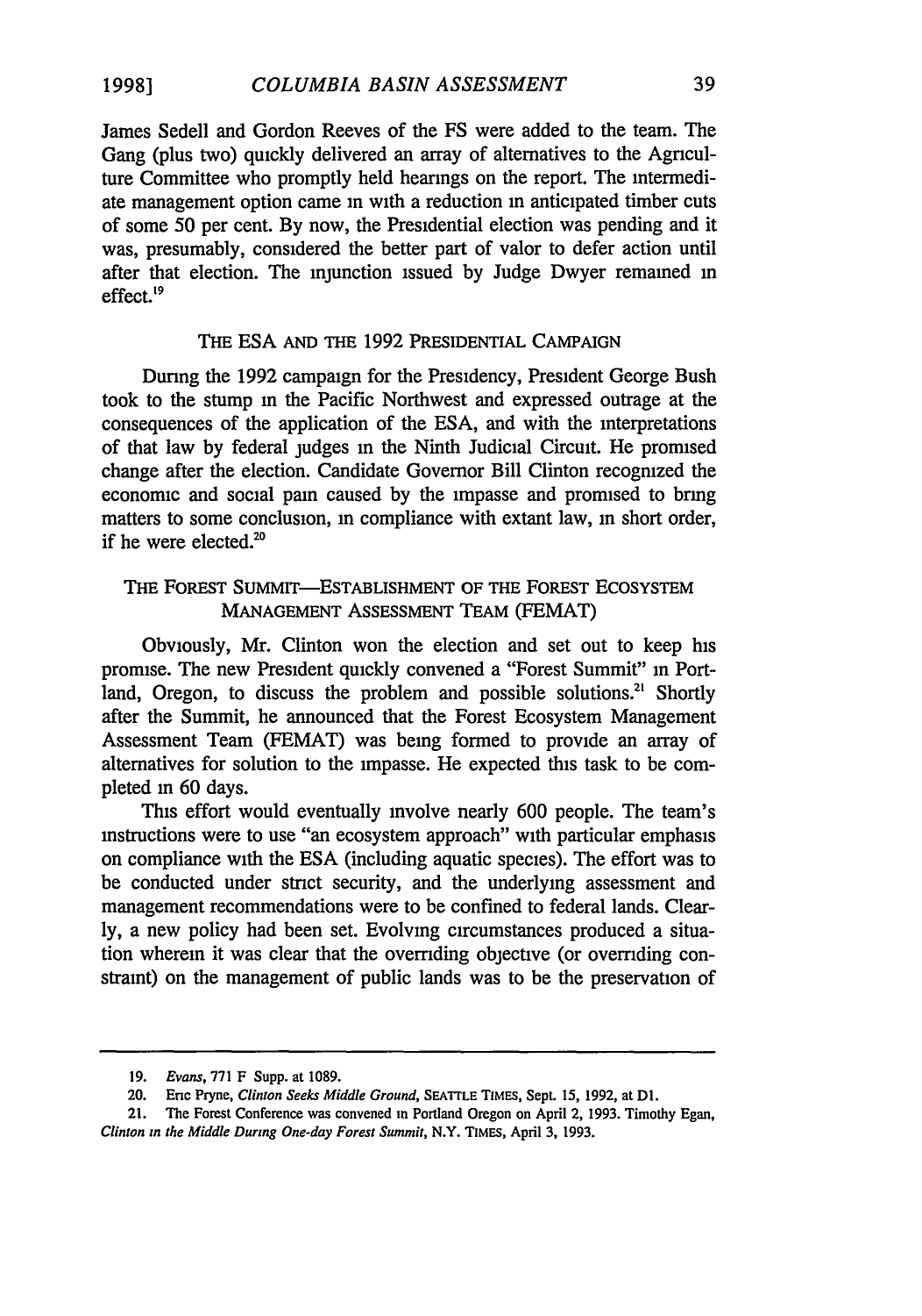James Sedell and Gordon Reeves of the FS were added to the team. The Gang (plus two) quickly delivered an array of alternatives to the Agriculture Committee who promptly held hearings on the report. The intermediate management option came in with a reduction in anticipated timber cuts of some 50 per cent. By now, the Presidential election was pending and it was, presumably, considered the better part of valor to defer action until after that election. The injunction issued by Judge Dwyer remained in effect.[19]

## THE ESA AND THE 1992 PRESIDENTIAL CAMPAIGN

During the 1992 campaign for the Presidency, President George Bush took to the stump in the Pacific Northwest and expressed outrage at the consequences of the application of the ESA, and with the interpretations of that law by federal judges in the Ninth Judicial Circuit. He promised change after the election. Candidate Governor Bill Clinton recognized the economic and social pain caused by the impasse and promised to bring matters to some conclusion, in compliance with extant law, in short order, if he were elected.[20]

## THE FOREST SUMMIT—ESTABLISHMENT OF THE FOREST ECOSYSTEM MANAGEMENT ASSESSMENT TEAM (FEMAT)

Obviously, Mr. Clinton won the election and set out to keep his promise. The new President quickly convened a "Forest Summit" in Portland, Oregon, to discuss the problem and possible solutions.[21] Shortly after the Summit, he announced that the Forest Ecosystem Management Assessment Team (FEMAT) was being formed to provide an array of alternatives for solution to the impasse. He expected this task to be completed in 60 days.

This effort would eventually involve nearly 600 people. The team's instructions were to use "an ecosystem approach" with particular emphasis on compliance with the ESA (including aquatic species). The effort was to be conducted under strict security, and the underlying assessment and management recommendations were to be confined to federal lands. Clearly, a new policy had been set. Evolving circumstances produced a situation wherein it was clear that the overriding objective (or overriding constraint) on the management of public lands was to be the preservation of

---

19. *Evans*, 771 F Supp. at 1089.

20. Eric Pryne, *Clinton Seeks Middle Ground*, SEATTLE TIMES, Sept. 15, 1992, at D1.

21. The Forest Conference was convened in Portland Oregon on April 2, 1993. Timothy Egan, *Clinton in the Middle During One-day Forest Summit*, N.Y. TIMES, April 3, 1993.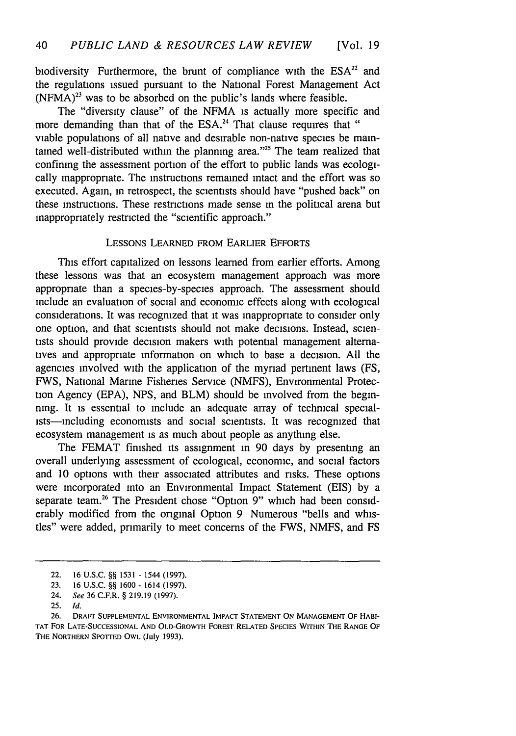biodiversity Furthermore, the brunt of compliance with the ESA[22] and the regulations issued pursuant to the National Forest Management Act (NFMA)[23] was to be absorbed on the public's lands where feasible.

The "diversity clause" of the NFMA is actually more specific and more demanding than that of the ESA.[24] That clause requires that " viable populations of all native and desirable non-native species be maintained well-distributed within the planning area."[25] The team realized that confining the assessment portion of the effort to public lands was ecologically inappropriate. The instructions remained intact and the effort was so executed. Again, in retrospect, the scientists should have "pushed back" on these instructions. These restrictions made sense in the political arena but inappropriately restricted the "scientific approach."

## LESSONS LEARNED FROM EARLIER EFFORTS

This effort capitalized on lessons learned from earlier efforts. Among these lessons was that an ecosystem management approach was more appropriate than a species-by-species approach. The assessment should include an evaluation of social and economic effects along with ecological considerations. It was recognized that it was inappropriate to consider only one option, and that scientists should not make decisions. Instead, scientists should provide decision makers with potential management alternatives and appropriate information on which to base a decision. All the agencies involved with the application of the myriad pertinent laws (FS, FWS, National Marine Fisheries Service (NMFS), Environmental Protection Agency (EPA), NPS, and BLM) should be involved from the beginning. It is essential to include an adequate array of technical specialists—including economists and social scientists. It was recognized that ecosystem management is as much about people as anything else.

The FEMAT finished its assignment in 90 days by presenting an overall underlying assessment of ecological, economic, and social factors and 10 options with their associated attributes and risks. These options were incorporated into an Environmental Impact Statement (EIS) by a separate team.[26] The President chose "Option 9" which had been considerably modified from the original Option 9 Numerous "bells and whistles" were added, primarily to meet concerns of the FWS, NMFS, and FS

---

22. 16 U.S.C. §§ 1531 - 1544 (1997).
23. 16 U.S.C. §§ 1600 - 1614 (1997).
24. *See* 36 C.F.R. § 219.19 (1997).
25. *Id.*
26. DRAFT SUPPLEMENTAL ENVIRONMENTAL IMPACT STATEMENT ON MANAGEMENT OF HABITAT FOR LATE-SUCCESSIONAL AND OLD-GROWTH FOREST RELATED SPECIES WITHIN THE RANGE OF THE NORTHERN SPOTTED OWL (July 1993).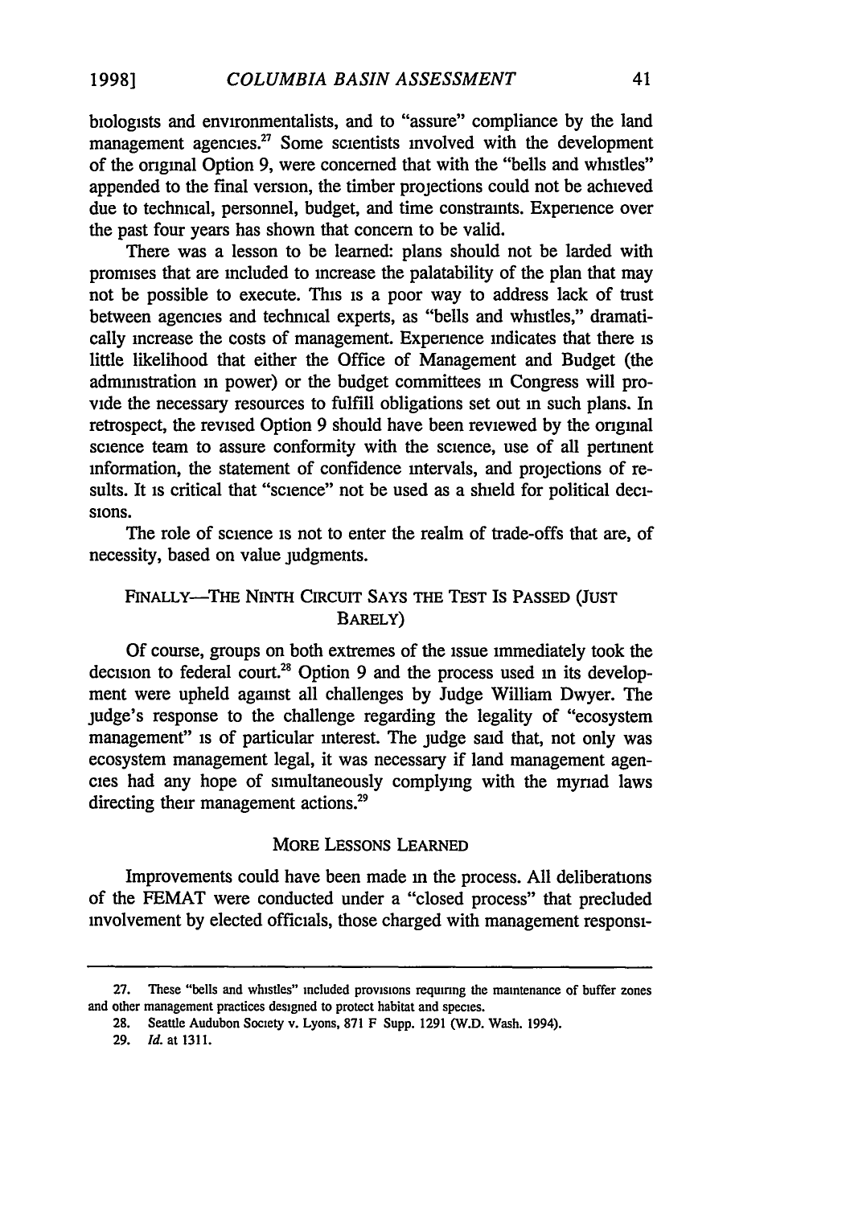biologists and environmentalists, and to "assure" compliance by the land management agencies.[27] Some scientists involved with the development of the original Option 9, were concerned that with the "bells and whistles" appended to the final version, the timber projections could not be achieved due to technical, personnel, budget, and time constraints. Experience over the past four years has shown that concern to be valid.

There was a lesson to be learned: plans should not be larded with promises that are included to increase the palatability of the plan that may not be possible to execute. This is a poor way to address lack of trust between agencies and technical experts, as "bells and whistles," dramatically increase the costs of management. Experience indicates that there is little likelihood that either the Office of Management and Budget (the administration in power) or the budget committees in Congress will provide the necessary resources to fulfill obligations set out in such plans. In retrospect, the revised Option 9 should have been reviewed by the original science team to assure conformity with the science, use of all pertinent information, the statement of confidence intervals, and projections of results. It is critical that "science" not be used as a shield for political decisions.

The role of science is not to enter the realm of trade-offs that are, of necessity, based on value judgments.

## FINALLY—THE NINTH CIRCUIT SAYS THE TEST IS PASSED (JUST BARELY)

Of course, groups on both extremes of the issue immediately took the decision to federal court.[28] Option 9 and the process used in its development were upheld against all challenges by Judge William Dwyer. The judge's response to the challenge regarding the legality of "ecosystem management" is of particular interest. The judge said that, not only was ecosystem management legal, it was necessary if land management agencies had any hope of simultaneously complying with the myriad laws directing their management actions.[29]

## MORE LESSONS LEARNED

Improvements could have been made in the process. All deliberations of the FEMAT were conducted under a "closed process" that precluded involvement by elected officials, those charged with management responsi-

---

27. These "bells and whistles" included provisions requiring the maintenance of buffer zones and other management practices designed to protect habitat and species.

28. Seattle Audubon Society v. Lyons, 871 F Supp. 1291 (W.D. Wash. 1994).

29. *Id.* at 1311.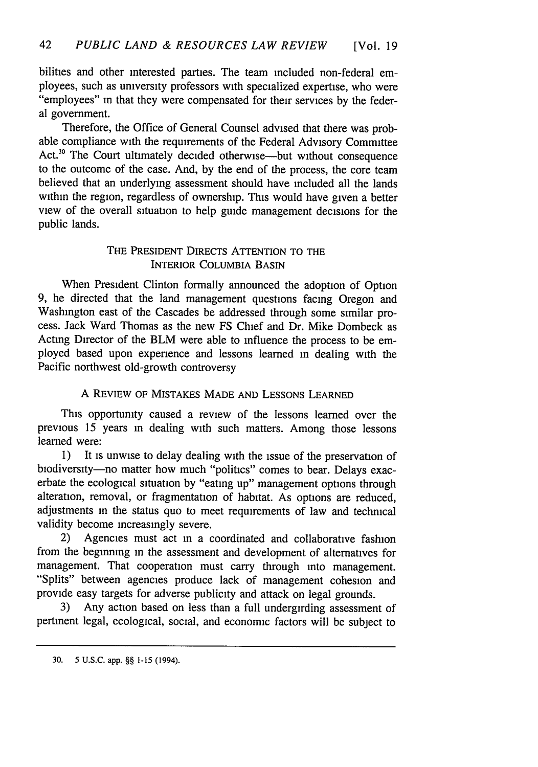bilities and other interested parties. The team included non-federal employees, such as university professors with specialized expertise, who were "employees" in that they were compensated for their services by the federal government.

Therefore, the Office of General Counsel advised that there was probable compliance with the requirements of the Federal Advisory Committee Act.[30] The Court ultimately decided otherwise—but without consequence to the outcome of the case. And, by the end of the process, the core team believed that an underlying assessment should have included all the lands within the region, regardless of ownership. This would have given a better view of the overall situation to help guide management decisions for the public lands.

## THE PRESIDENT DIRECTS ATTENTION TO THE INTERIOR COLUMBIA BASIN

When President Clinton formally announced the adoption of Option 9, he directed that the land management questions facing Oregon and Washington east of the Cascades be addressed through some similar process. Jack Ward Thomas as the new FS Chief and Dr. Mike Dombeck as Acting Director of the BLM were able to influence the process to be employed based upon experience and lessons learned in dealing with the Pacific northwest old-growth controversy

## A REVIEW OF MISTAKES MADE AND LESSONS LEARNED

This opportunity caused a review of the lessons learned over the previous 15 years in dealing with such matters. Among those lessons learned were:

1) It is unwise to delay dealing with the issue of the preservation of biodiversity—no matter how much "politics" comes to bear. Delays exacerbate the ecological situation by "eating up" management options through alteration, removal, or fragmentation of habitat. As options are reduced, adjustments in the status quo to meet requirements of law and technical validity become increasingly severe.

2) Agencies must act in a coordinated and collaborative fashion from the beginning in the assessment and development of alternatives for management. That cooperation must carry through into management. "Splits" between agencies produce lack of management cohesion and provide easy targets for adverse publicity and attack on legal grounds.

3) Any action based on less than a full undergirding assessment of pertinent legal, ecological, social, and economic factors will be subject to

30. 5 U.S.C. app. §§ 1-15 (1994).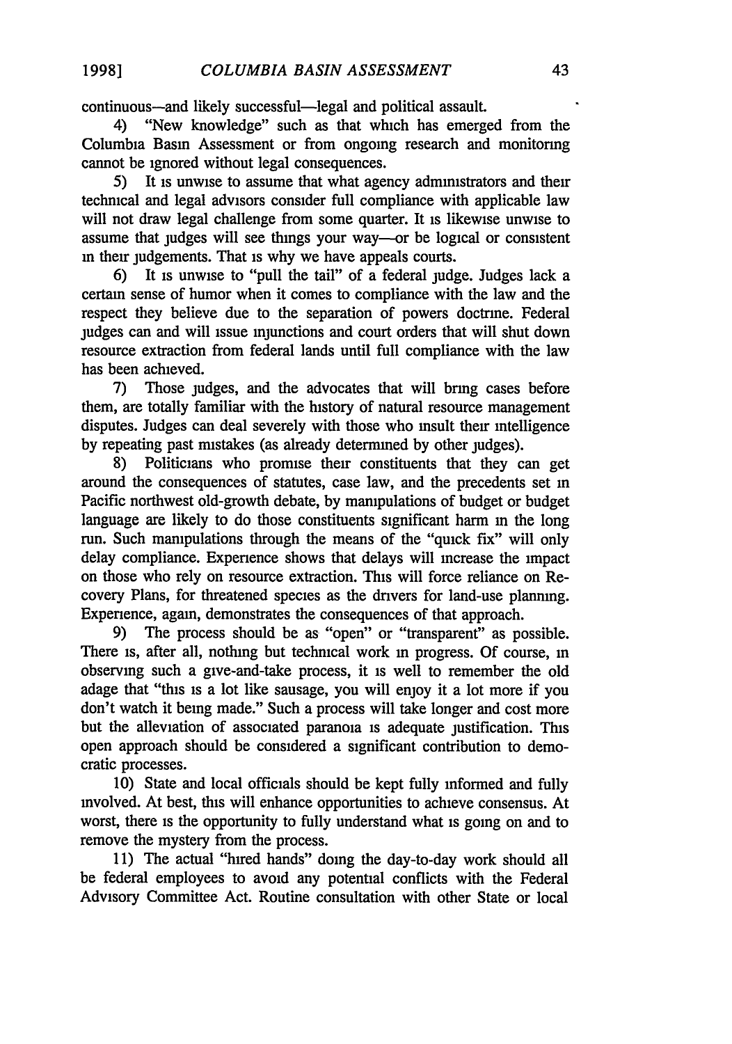continuous—and likely successful—legal and political assault.

4) "New knowledge" such as that which has emerged from the Columbia Basin Assessment or from ongoing research and monitoring cannot be ignored without legal consequences.

5) It is unwise to assume that what agency administrators and their technical and legal advisors consider full compliance with applicable law will not draw legal challenge from some quarter. It is likewise unwise to assume that judges will see things your way—or be logical or consistent in their judgements. That is why we have appeals courts.

6) It is unwise to "pull the tail" of a federal judge. Judges lack a certain sense of humor when it comes to compliance with the law and the respect they believe due to the separation of powers doctrine. Federal judges can and will issue injunctions and court orders that will shut down resource extraction from federal lands until full compliance with the law has been achieved.

7) Those judges, and the advocates that will bring cases before them, are totally familiar with the history of natural resource management disputes. Judges can deal severely with those who insult their intelligence by repeating past mistakes (as already determined by other judges).

8) Politicians who promise their constituents that they can get around the consequences of statutes, case law, and the precedents set in Pacific northwest old-growth debate, by manipulations of budget or budget language are likely to do those constituents significant harm in the long run. Such manipulations through the means of the "quick fix" will only delay compliance. Experience shows that delays will increase the impact on those who rely on resource extraction. This will force reliance on Recovery Plans, for threatened species as the drivers for land-use planning. Experience, again, demonstrates the consequences of that approach.

9) The process should be as "open" or "transparent" as possible. There is, after all, nothing but technical work in progress. Of course, in observing such a give-and-take process, it is well to remember the old adage that "this is a lot like sausage, you will enjoy it a lot more if you don't watch it being made." Such a process will take longer and cost more but the alleviation of associated paranoia is adequate justification. This open approach should be considered a significant contribution to democratic processes.

10) State and local officials should be kept fully informed and fully involved. At best, this will enhance opportunities to achieve consensus. At worst, there is the opportunity to fully understand what is going on and to remove the mystery from the process.

11) The actual "hired hands" doing the day-to-day work should all be federal employees to avoid any potential conflicts with the Federal Advisory Committee Act. Routine consultation with other State or local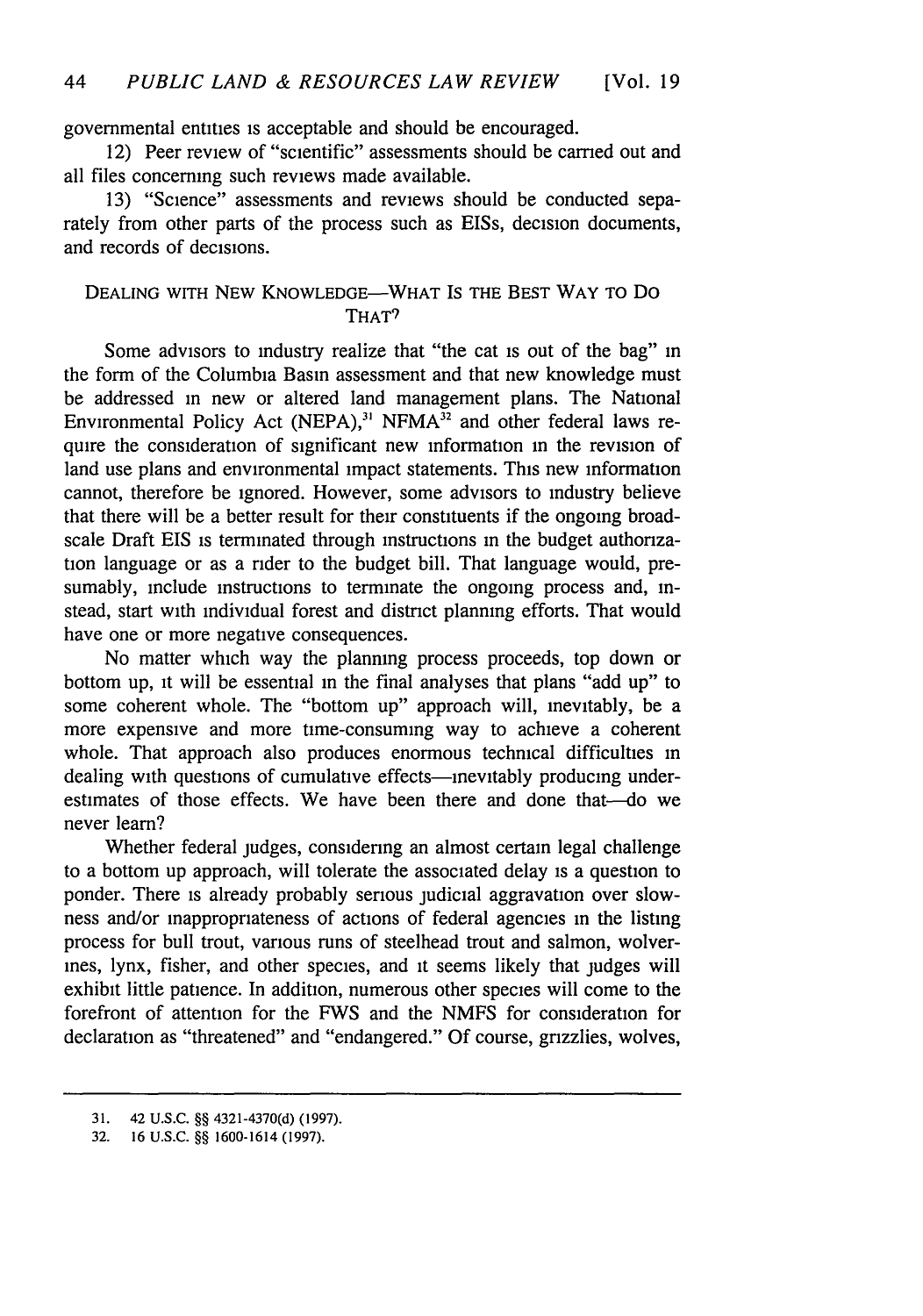governmental entities is acceptable and should be encouraged.

12) Peer review of "scientific" assessments should be carried out and all files concerning such reviews made available.

13) "Science" assessments and reviews should be conducted separately from other parts of the process such as EISs, decision documents, and records of decisions.

## DEALING WITH NEW KNOWLEDGE—WHAT IS THE BEST WAY TO DO THAT?

Some advisors to industry realize that "the cat is out of the bag" in the form of the Columbia Basin assessment and that new knowledge must be addressed in new or altered land management plans. The National Environmental Policy Act (NEPA),[31] NFMA[32] and other federal laws require the consideration of significant new information in the revision of land use plans and environmental impact statements. This new information cannot, therefore be ignored. However, some advisors to industry believe that there will be a better result for their constituents if the ongoing broad-scale Draft EIS is terminated through instructions in the budget authorization language or as a rider to the budget bill. That language would, presumably, include instructions to terminate the ongoing process and, instead, start with individual forest and district planning efforts. That would have one or more negative consequences.

No matter which way the planning process proceeds, top down or bottom up, it will be essential in the final analyses that plans "add up" to some coherent whole. The "bottom up" approach will, inevitably, be a more expensive and more time-consuming way to achieve a coherent whole. That approach also produces enormous technical difficulties in dealing with questions of cumulative effects—inevitably producing underestimates of those effects. We have been there and done that—do we never learn?

Whether federal judges, considering an almost certain legal challenge to a bottom up approach, will tolerate the associated delay is a question to ponder. There is already probably serious judicial aggravation over slowness and/or inappropriateness of actions of federal agencies in the listing process for bull trout, various runs of steelhead trout and salmon, wolverines, lynx, fisher, and other species, and it seems likely that judges will exhibit little patience. In addition, numerous other species will come to the forefront of attention for the FWS and the NMFS for consideration for declaration as "threatened" and "endangered." Of course, grizzlies, wolves,

---

31. 42 U.S.C. §§ 4321-4370(d) (1997).

32. 16 U.S.C. §§ 1600-1614 (1997).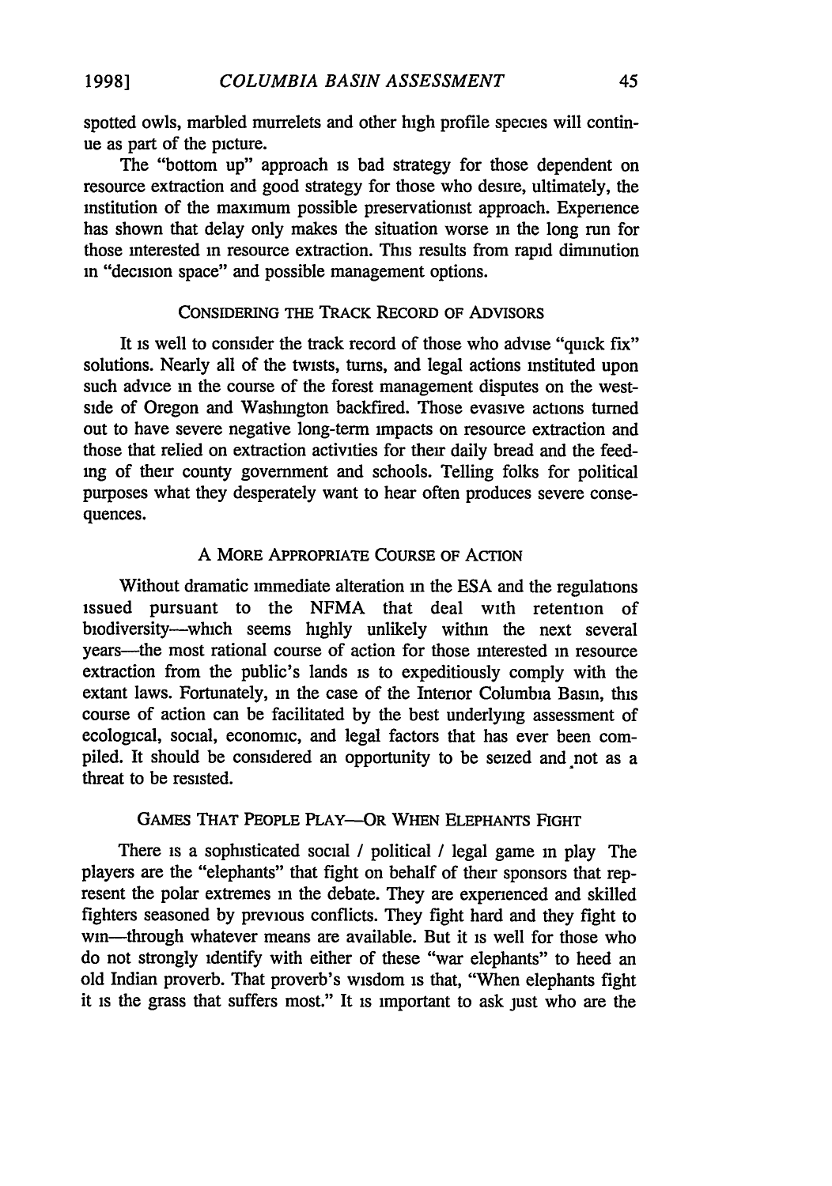spotted owls, marbled murrelets and other high profile species will continue as part of the picture.

The "bottom up" approach is bad strategy for those dependent on resource extraction and good strategy for those who desire, ultimately, the institution of the maximum possible preservationist approach. Experience has shown that delay only makes the situation worse in the long run for those interested in resource extraction. This results from rapid diminution in "decision space" and possible management options.

## CONSIDERING THE TRACK RECORD OF ADVISORS

It is well to consider the track record of those who advise "quick fix" solutions. Nearly all of the twists, turns, and legal actions instituted upon such advice in the course of the forest management disputes on the westside of Oregon and Washington backfired. Those evasive actions turned out to have severe negative long-term impacts on resource extraction and those that relied on extraction activities for their daily bread and the feeding of their county government and schools. Telling folks for political purposes what they desperately want to hear often produces severe consequences.

## A MORE APPROPRIATE COURSE OF ACTION

Without dramatic immediate alteration in the ESA and the regulations issued pursuant to the NFMA that deal with retention of biodiversity—which seems highly unlikely within the next several years—the most rational course of action for those interested in resource extraction from the public's lands is to expeditiously comply with the extant laws. Fortunately, in the case of the Interior Columbia Basin, this course of action can be facilitated by the best underlying assessment of ecological, social, economic, and legal factors that has ever been compiled. It should be considered an opportunity to be seized and not as a threat to be resisted.

## GAMES THAT PEOPLE PLAY—OR WHEN ELEPHANTS FIGHT

There is a sophisticated social / political / legal game in play The players are the "elephants" that fight on behalf of their sponsors that represent the polar extremes in the debate. They are experienced and skilled fighters seasoned by previous conflicts. They fight hard and they fight to win—through whatever means are available. But it is well for those who do not strongly identify with either of these "war elephants" to heed an old Indian proverb. That proverb's wisdom is that, "When elephants fight it is the grass that suffers most." It is important to ask just who are the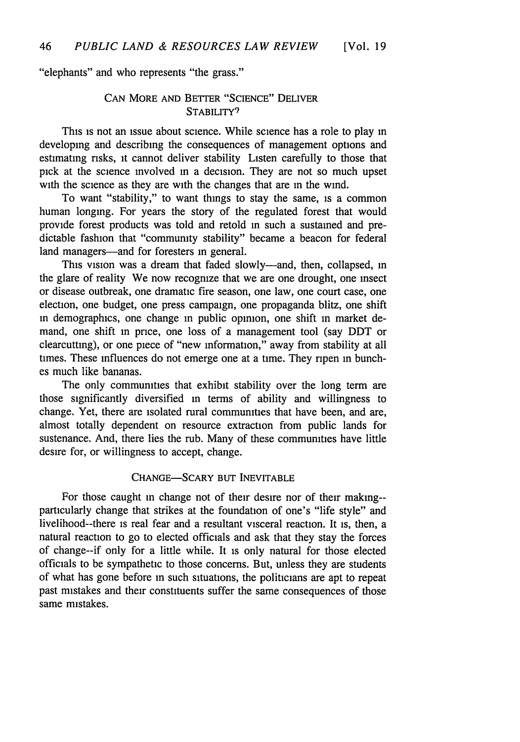"elephants" and who represents "the grass."

## CAN MORE AND BETTER "SCIENCE" DELIVER STABILITY?

This is not an issue about science. While science has a role to play in developing and describing the consequences of management options and estimating risks, it cannot deliver stability Listen carefully to those that pick at the science involved in a decision. They are not so much upset with the science as they are with the changes that are in the wind.

To want "stability," to want things to stay the same, is a common human longing. For years the story of the regulated forest that would provide forest products was told and retold in such a sustained and predictable fashion that "community stability" became a beacon for federal land managers—and for foresters in general.

This vision was a dream that faded slowly—and, then, collapsed, in the glare of reality We now recognize that we are one drought, one insect or disease outbreak, one dramatic fire season, one law, one court case, one election, one budget, one press campaign, one propaganda blitz, one shift in demographics, one change in public opinion, one shift in market demand, one shift in price, one loss of a management tool (say DDT or clearcutting), or one piece of "new information," away from stability at all times. These influences do not emerge one at a time. They ripen in bunches much like bananas.

The only communities that exhibit stability over the long term are those significantly diversified in terms of ability and willingness to change. Yet, there are isolated rural communities that have been, and are, almost totally dependent on resource extraction from public lands for sustenance. And, there lies the rub. Many of these communities have little desire for, or willingness to accept, change.

## CHANGE—SCARY BUT INEVITABLE

For those caught in change not of their desire nor of their making--particularly change that strikes at the foundation of one's "life style" and livelihood--there is real fear and a resultant visceral reaction. It is, then, a natural reaction to go to elected officials and ask that they stay the forces of change--if only for a little while. It is only natural for those elected officials to be sympathetic to those concerns. But, unless they are students of what has gone before in such situations, the politicians are apt to repeat past mistakes and their constituents suffer the same consequences of those same mistakes.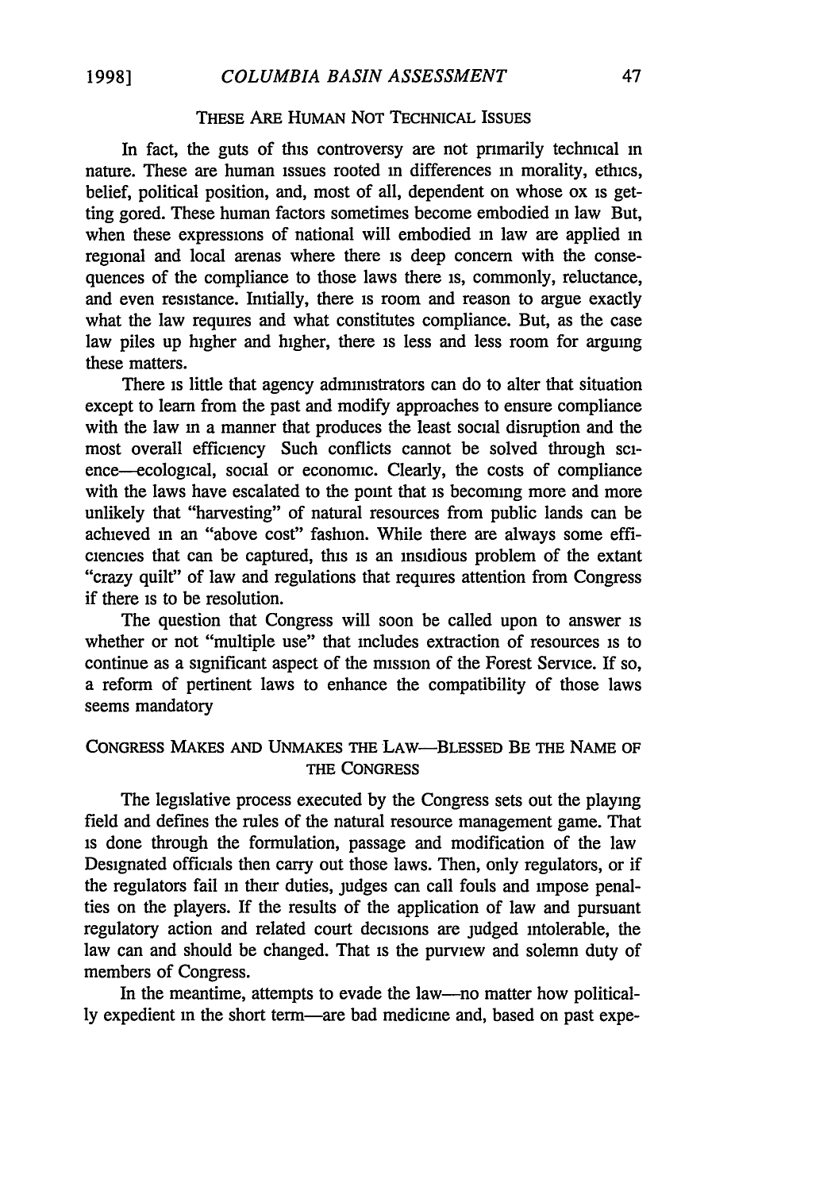## THESE ARE HUMAN NOT TECHNICAL ISSUES

In fact, the guts of this controversy are not primarily technical in nature. These are human issues rooted in differences in morality, ethics, belief, political position, and, most of all, dependent on whose ox is getting gored. These human factors sometimes become embodied in law But, when these expressions of national will embodied in law are applied in regional and local arenas where there is deep concern with the consequences of the compliance to those laws there is, commonly, reluctance, and even resistance. Initially, there is room and reason to argue exactly what the law requires and what constitutes compliance. But, as the case law piles up higher and higher, there is less and less room for arguing these matters.

There is little that agency administrators can do to alter that situation except to learn from the past and modify approaches to ensure compliance with the law in a manner that produces the least social disruption and the most overall efficiency Such conflicts cannot be solved through science—ecological, social or economic. Clearly, the costs of compliance with the laws have escalated to the point that is becoming more and more unlikely that "harvesting" of natural resources from public lands can be achieved in an "above cost" fashion. While there are always some efficiencies that can be captured, this is an insidious problem of the extant "crazy quilt" of law and regulations that requires attention from Congress if there is to be resolution.

The question that Congress will soon be called upon to answer is whether or not "multiple use" that includes extraction of resources is to continue as a significant aspect of the mission of the Forest Service. If so, a reform of pertinent laws to enhance the compatibility of those laws seems mandatory

## CONGRESS MAKES AND UNMAKES THE LAW—BLESSED BE THE NAME OF THE CONGRESS

The legislative process executed by the Congress sets out the playing field and defines the rules of the natural resource management game. That is done through the formulation, passage and modification of the law Designated officials then carry out those laws. Then, only regulators, or if the regulators fail in their duties, judges can call fouls and impose penalties on the players. If the results of the application of law and pursuant regulatory action and related court decisions are judged intolerable, the law can and should be changed. That is the purview and solemn duty of members of Congress.

In the meantime, attempts to evade the law—no matter how politically expedient in the short term—are bad medicine and, based on past expe-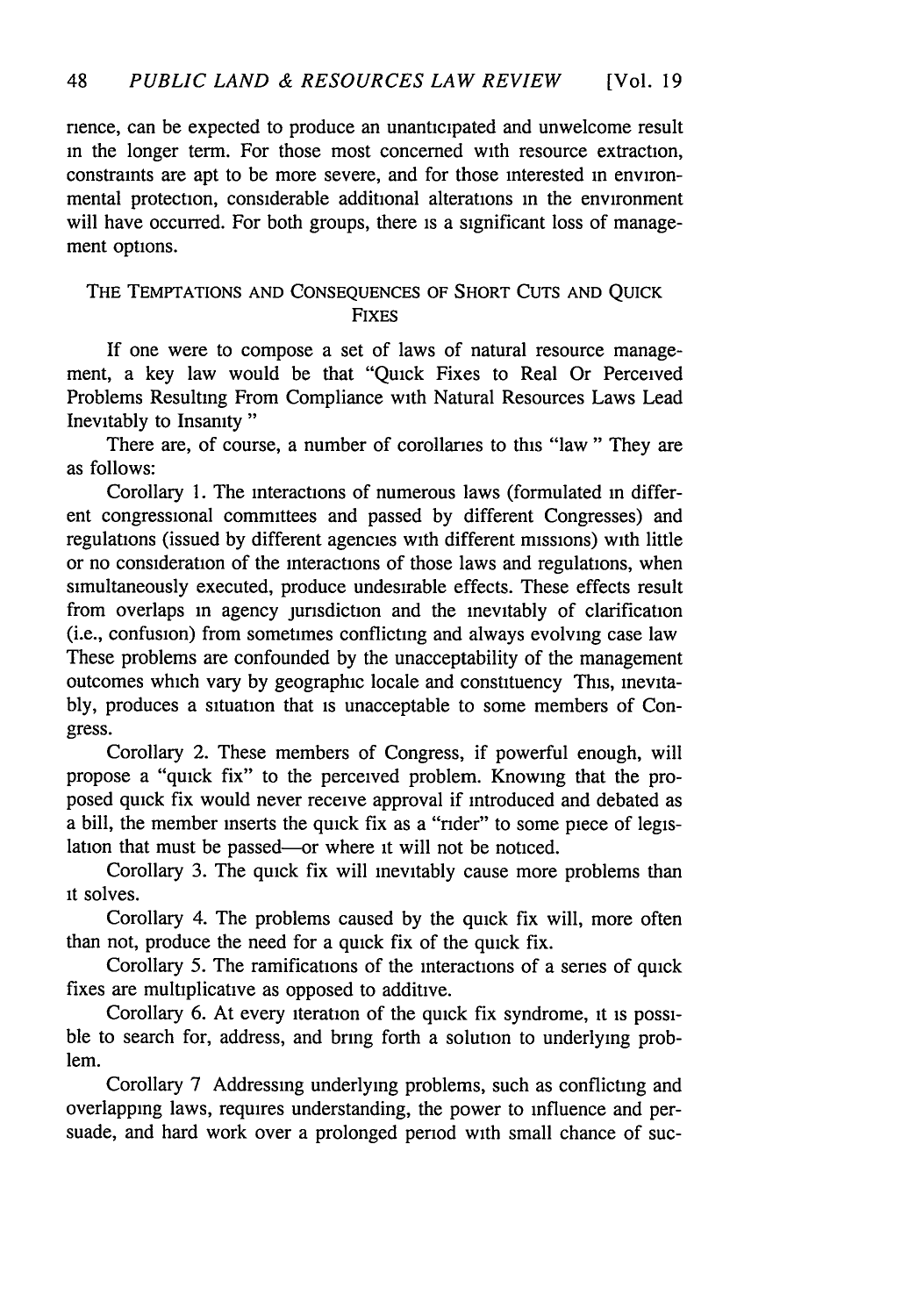rience, can be expected to produce an unanticipated and unwelcome result in the longer term. For those most concerned with resource extraction, constraints are apt to be more severe, and for those interested in environmental protection, considerable additional alterations in the environment will have occurred. For both groups, there is a significant loss of management options.

## THE TEMPTATIONS AND CONSEQUENCES OF SHORT CUTS AND QUICK FIXES

If one were to compose a set of laws of natural resource management, a key law would be that "Quick Fixes to Real Or Perceived Problems Resulting From Compliance with Natural Resources Laws Lead Inevitably to Insanity"

There are, of course, a number of corollaries to this "law" They are as follows:

Corollary 1. The interactions of numerous laws (formulated in different congressional committees and passed by different Congresses) and regulations (issued by different agencies with different missions) with little or no consideration of the interactions of those laws and regulations, when simultaneously executed, produce undesirable effects. These effects result from overlaps in agency jurisdiction and the inevitably of clarification (i.e., confusion) from sometimes conflicting and always evolving case law These problems are confounded by the unacceptability of the management outcomes which vary by geographic locale and constituency This, inevitably, produces a situation that is unacceptable to some members of Congress.

Corollary 2. These members of Congress, if powerful enough, will propose a "quick fix" to the perceived problem. Knowing that the proposed quick fix would never receive approval if introduced and debated as a bill, the member inserts the quick fix as a "rider" to some piece of legislation that must be passed—or where it will not be noticed.

Corollary 3. The quick fix will inevitably cause more problems than it solves.

Corollary 4. The problems caused by the quick fix will, more often than not, produce the need for a quick fix of the quick fix.

Corollary 5. The ramifications of the interactions of a series of quick fixes are multiplicative as opposed to additive.

Corollary 6. At every iteration of the quick fix syndrome, it is possible to search for, address, and bring forth a solution to underlying problem.

Corollary 7 Addressing underlying problems, such as conflicting and overlapping laws, requires understanding, the power to influence and persuade, and hard work over a prolonged period with small chance of suc-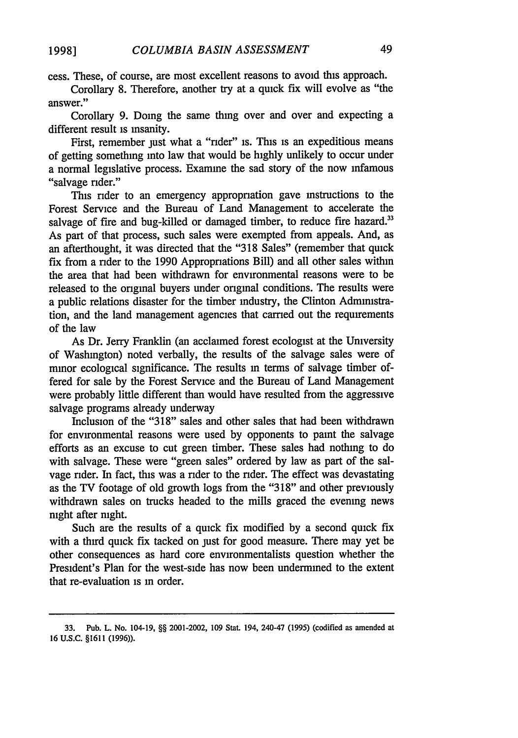cess. These, of course, are most excellent reasons to avoid this approach.

Corollary 8. Therefore, another try at a quick fix will evolve as "the answer."

Corollary 9. Doing the same thing over and over and expecting a different result is insanity.

First, remember just what a "rider" is. This is an expeditious means of getting something into law that would be highly unlikely to occur under a normal legislative process. Examine the sad story of the now infamous "salvage rider."

This rider to an emergency appropriation gave instructions to the Forest Service and the Bureau of Land Management to accelerate the salvage of fire and bug-killed or damaged timber, to reduce fire hazard.[33] As part of that process, such sales were exempted from appeals. And, as an afterthought, it was directed that the "318 Sales" (remember that quick fix from a rider to the 1990 Appropriations Bill) and all other sales within the area that had been withdrawn for environmental reasons were to be released to the original buyers under original conditions. The results were a public relations disaster for the timber industry, the Clinton Administration, and the land management agencies that carried out the requirements of the law

As Dr. Jerry Franklin (an acclaimed forest ecologist at the University of Washington) noted verbally, the results of the salvage sales were of minor ecological significance. The results in terms of salvage timber offered for sale by the Forest Service and the Bureau of Land Management were probably little different than would have resulted from the aggressive salvage programs already underway

Inclusion of the "318" sales and other sales that had been withdrawn for environmental reasons were used by opponents to paint the salvage efforts as an excuse to cut green timber. These sales had nothing to do with salvage. These were "green sales" ordered by law as part of the salvage rider. In fact, this was a rider to the rider. The effect was devastating as the TV footage of old growth logs from the "318" and other previously withdrawn sales on trucks headed to the mills graced the evening news night after night.

Such are the results of a quick fix modified by a second quick fix with a third quick fix tacked on just for good measure. There may yet be other consequences as hard core environmentalists question whether the President's Plan for the west-side has now been undermined to the extent that re-evaluation is in order.

---

33. Pub. L. No. 104-19, §§ 2001-2002, 109 Stat. 194, 240-47 (1995) (codified as amended at 16 U.S.C. §1611 (1996)).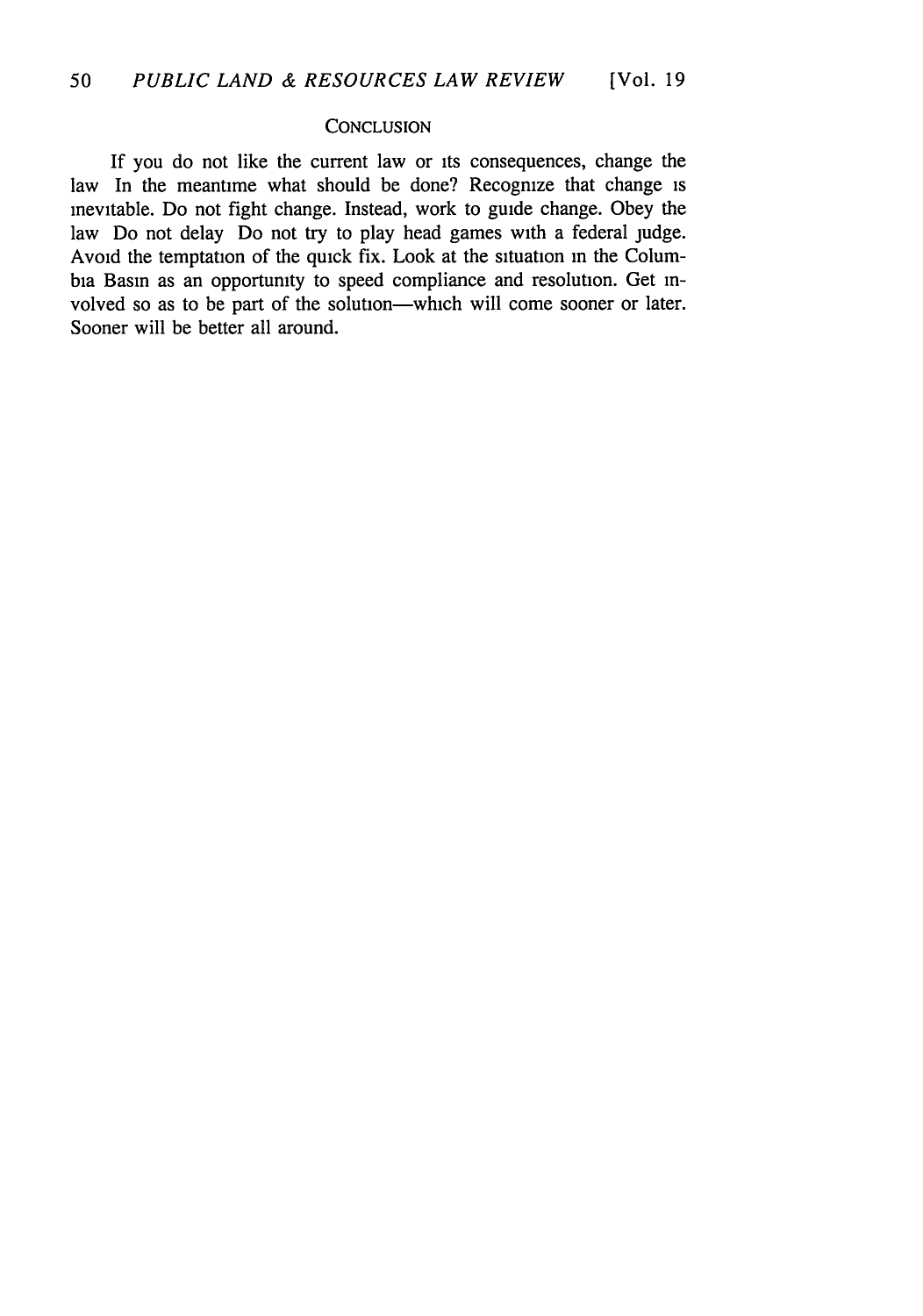## CONCLUSION

If you do not like the current law or its consequences, change the law In the meantime what should be done? Recognize that change is inevitable. Do not fight change. Instead, work to guide change. Obey the law Do not delay Do not try to play head games with a federal judge. Avoid the temptation of the quick fix. Look at the situation in the Columbia Basin as an opportunity to speed compliance and resolution. Get involved so as to be part of the solution—which will come sooner or later. Sooner will be better all around.